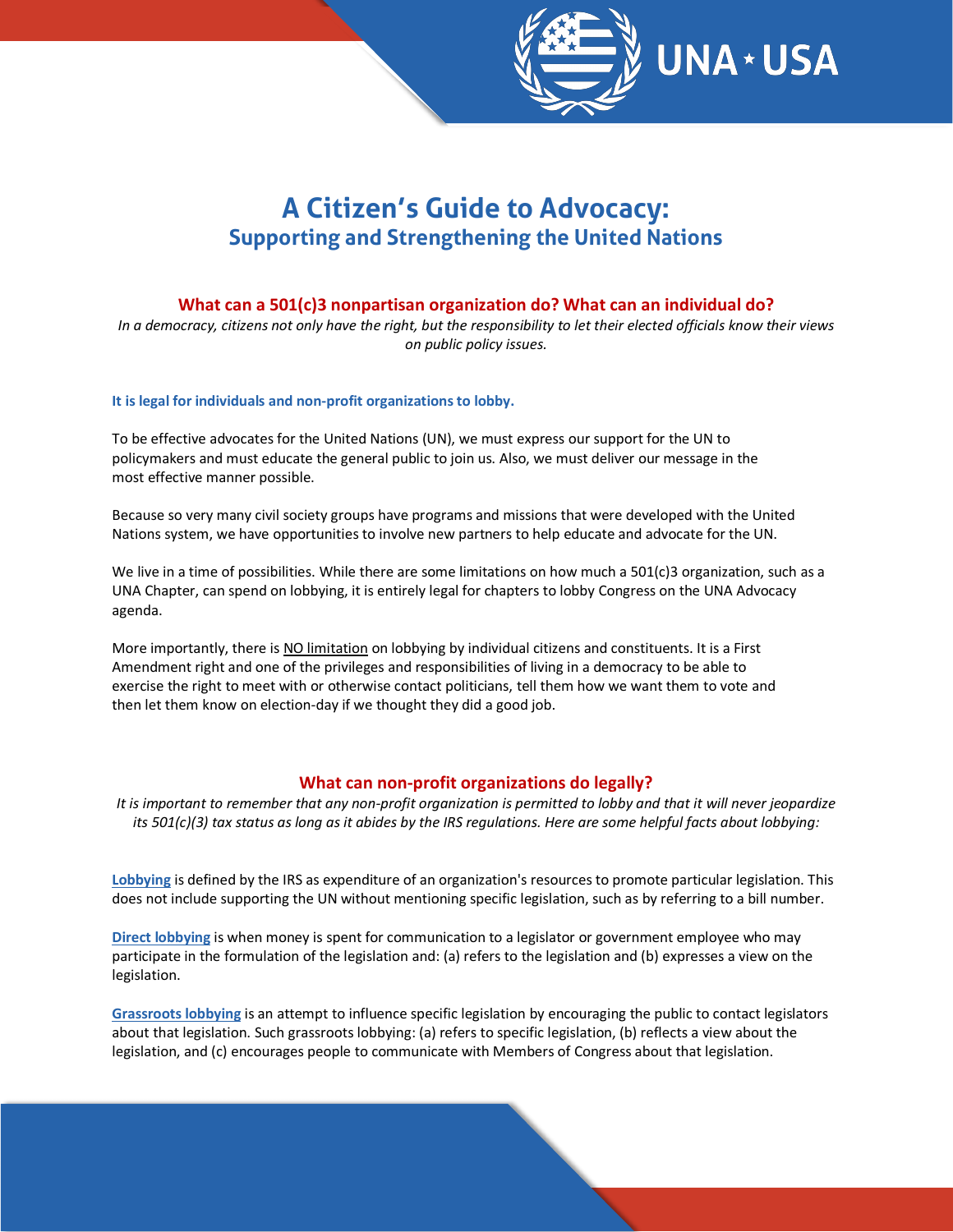# A Citizen's Guide to Advocacy:
## Supporting and Strengthening the United Nations

### What can a 501(c)3 nonpartisan organization do? What can an individual do?

*In a democracy, citizens not only have the right, but the responsibility to let their elected officials know their views on public policy issues.*

**It is legal for individuals and non-profit organizations to lobby.**

To be effective advocates for the United Nations (UN), we must express our support for the UN to policymakers and must educate the general public to join us. Also, we must deliver our message in the most effective manner possible.

Because so very many civil society groups have programs and missions that were developed with the United Nations system, we have opportunities to involve new partners to help educate and advocate for the UN.

We live in a time of possibilities. While there are some limitations on how much a 501(c)3 organization, such as a UNA Chapter, can spend on lobbying, it is entirely legal for chapters to lobby Congress on the UNA Advocacy agenda.

More importantly, there is NO limitation on lobbying by individual citizens and constituents. It is a First Amendment right and one of the privileges and responsibilities of living in a democracy to be able to exercise the right to meet with or otherwise contact politicians, tell them how we want them to vote and then let them know on election-day if we thought they did a good job.

### What can non-profit organizations do legally?

*It is important to remember that any non-profit organization is permitted to lobby and that it will never jeopardize its 501(c)(3) tax status as long as it abides by the IRS regulations. Here are some helpful facts about lobbying:*

**Lobbying** is defined by the IRS as expenditure of an organization's resources to promote particular legislation. This does not include supporting the UN without mentioning specific legislation, such as by referring to a bill number.

**Direct lobbying** is when money is spent for communication to a legislator or government employee who may participate in the formulation of the legislation and: (a) refers to the legislation and (b) expresses a view on the legislation.

**Grassroots lobbying** is an attempt to influence specific legislation by encouraging the public to contact legislators about that legislation. Such grassroots lobbying: (a) refers to specific legislation, (b) reflects a view about the legislation, and (c) encourages people to communicate with Members of Congress about that legislation.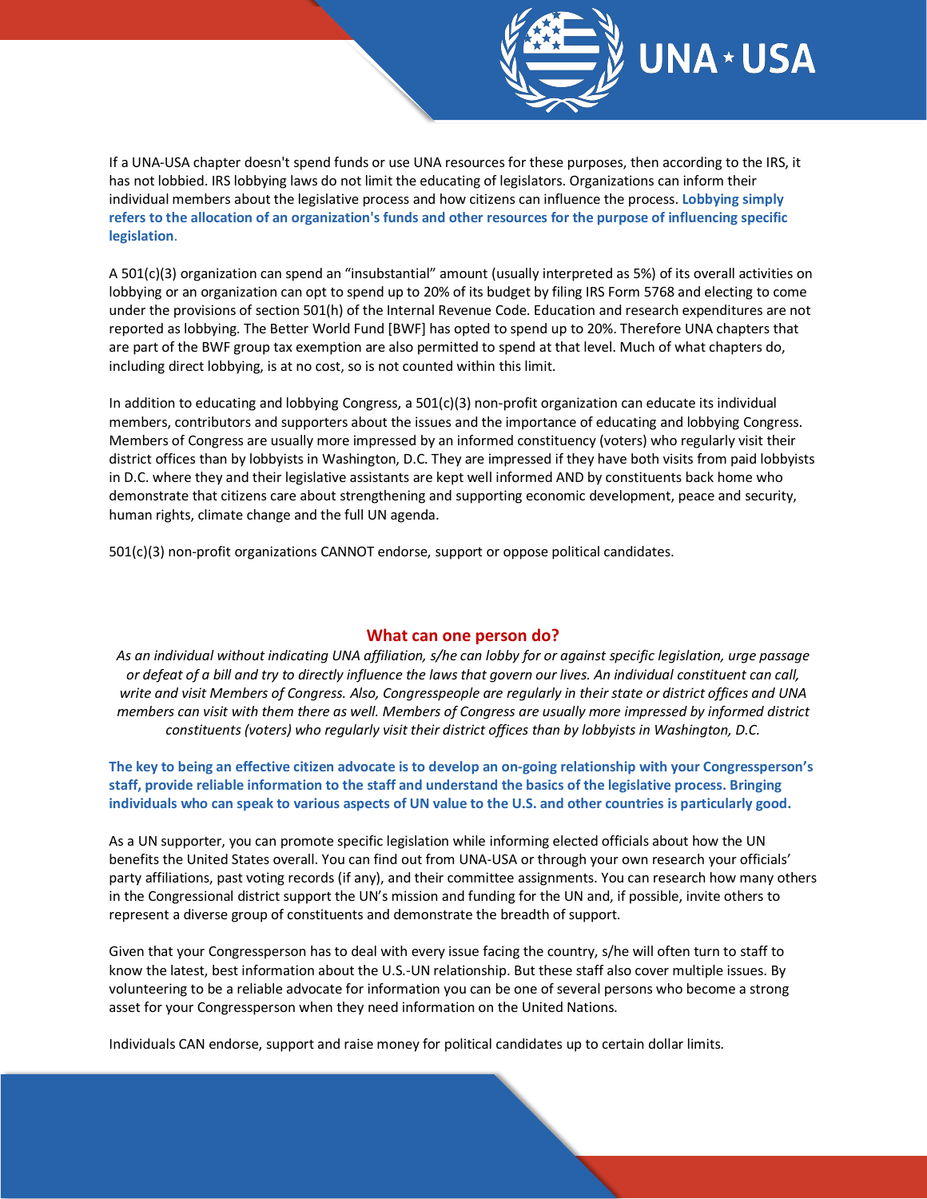If a UNA-USA chapter doesn't spend funds or use UNA resources for these purposes, then according to the IRS, it has not lobbied. IRS lobbying laws do not limit the educating of legislators. Organizations can inform their individual members about the legislative process and how citizens can influence the process. **Lobbying simply refers to the allocation of an organization's funds and other resources for the purpose of influencing specific legislation**.

A 501(c)(3) organization can spend an "insubstantial" amount (usually interpreted as 5%) of its overall activities on lobbying or an organization can opt to spend up to 20% of its budget by filing IRS Form 5768 and electing to come under the provisions of section 501(h) of the Internal Revenue Code. Education and research expenditures are not reported as lobbying. The Better World Fund [BWF] has opted to spend up to 20%. Therefore UNA chapters that are part of the BWF group tax exemption are also permitted to spend at that level. Much of what chapters do, including direct lobbying, is at no cost, so is not counted within this limit.

In addition to educating and lobbying Congress, a 501(c)(3) non-profit organization can educate its individual members, contributors and supporters about the issues and the importance of educating and lobbying Congress. Members of Congress are usually more impressed by an informed constituency (voters) who regularly visit their district offices than by lobbyists in Washington, D.C. They are impressed if they have both visits from paid lobbyists in D.C. where they and their legislative assistants are kept well informed AND by constituents back home who demonstrate that citizens care about strengthening and supporting economic development, peace and security, human rights, climate change and the full UN agenda.

501(c)(3) non-profit organizations CANNOT endorse, support or oppose political candidates.

## What can one person do?

*As an individual without indicating UNA affiliation, s/he can lobby for or against specific legislation, urge passage or defeat of a bill and try to directly influence the laws that govern our lives. An individual constituent can call, write and visit Members of Congress. Also, Congresspeople are regularly in their state or district offices and UNA members can visit with them there as well. Members of Congress are usually more impressed by informed district constituents (voters) who regularly visit their district offices than by lobbyists in Washington, D.C.*

**The key to being an effective citizen advocate is to develop an on-going relationship with your Congressperson's staff, provide reliable information to the staff and understand the basics of the legislative process. Bringing individuals who can speak to various aspects of UN value to the U.S. and other countries is particularly good.**

As a UN supporter, you can promote specific legislation while informing elected officials about how the UN benefits the United States overall. You can find out from UNA-USA or through your own research your officials' party affiliations, past voting records (if any), and their committee assignments. You can research how many others in the Congressional district support the UN's mission and funding for the UN and, if possible, invite others to represent a diverse group of constituents and demonstrate the breadth of support.

Given that your Congressperson has to deal with every issue facing the country, s/he will often turn to staff to know the latest, best information about the U.S.-UN relationship. But these staff also cover multiple issues. By volunteering to be a reliable advocate for information you can be one of several persons who become a strong asset for your Congressperson when they need information on the United Nations.

Individuals CAN endorse, support and raise money for political candidates up to certain dollar limits.